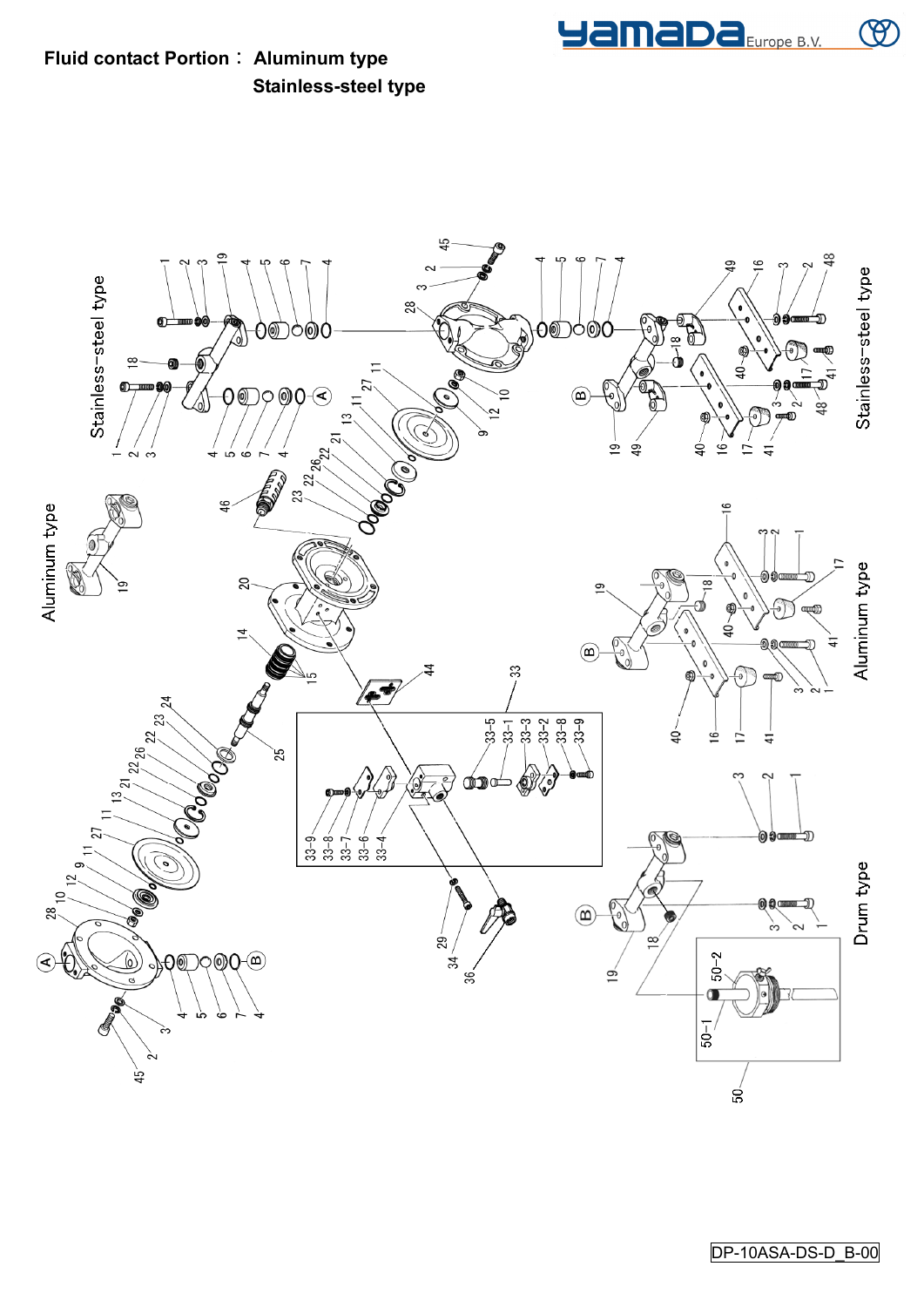**Fluid contact Portion： Aluminum type**

**Stainless-steel type**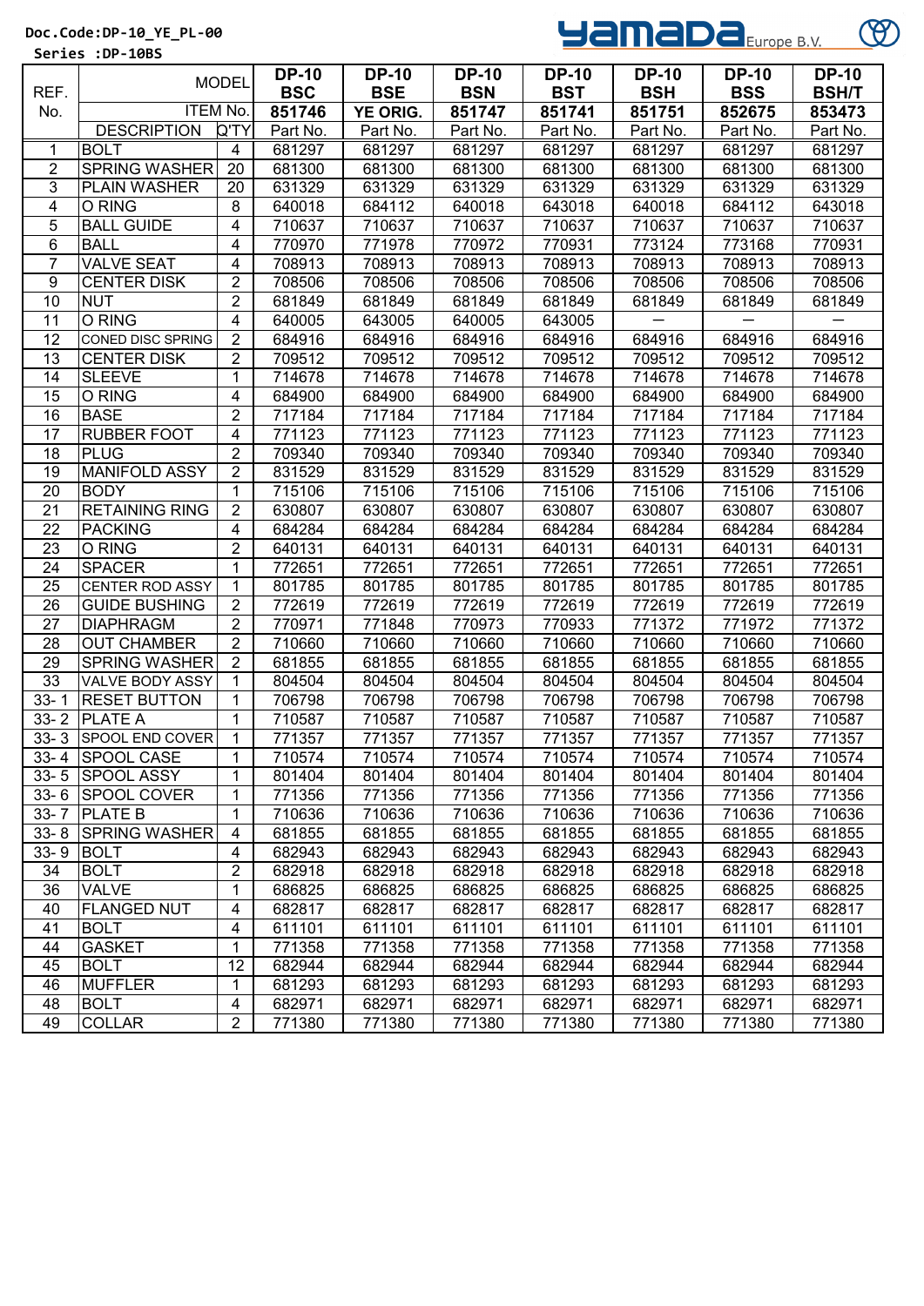Doc.Code:DP-10_YE_PL-00

Series :DP-10BS

| REF. No. | MODEL / DESCRIPTION | Q'TY | DP-10 BSC | DP-10 BSE | DP-10 BSN | DP-10 BST | DP-10 BSH | DP-10 BSS | DP-10 BSH/T |
|---|---|---|---|---|---|---|---|---|---|
| | ITEM No. | | 851746 | YE ORIG. | 851747 | 851741 | 851751 | 852675 | 853473 |
| | DESCRIPTION | Q'TY | Part No. | Part No. | Part No. | Part No. | Part No. | Part No. | Part No. |
| 1 | BOLT | 4 | 681297 | 681297 | 681297 | 681297 | 681297 | 681297 | 681297 |
| 2 | SPRING WASHER | 20 | 681300 | 681300 | 681300 | 681300 | 681300 | 681300 | 681300 |
| 3 | PLAIN WASHER | 20 | 631329 | 631329 | 631329 | 631329 | 631329 | 631329 | 631329 |
| 4 | O RING | 8 | 640018 | 684112 | 640018 | 643018 | 640018 | 684112 | 643018 |
| 5 | BALL GUIDE | 4 | 710637 | 710637 | 710637 | 710637 | 710637 | 710637 | 710637 |
| 6 | BALL | 4 | 770970 | 771978 | 770972 | 770931 | 773124 | 773168 | 770931 |
| 7 | VALVE SEAT | 4 | 708913 | 708913 | 708913 | 708913 | 708913 | 708913 | 708913 |
| 9 | CENTER DISK | 2 | 708506 | 708506 | 708506 | 708506 | 708506 | 708506 | 708506 |
| 10 | NUT | 2 | 681849 | 681849 | 681849 | 681849 | 681849 | 681849 | 681849 |
| 11 | O RING | 4 | 640005 | 643005 | 640005 | 643005 | — | — | — |
| 12 | CONED DISC SPRING | 2 | 684916 | 684916 | 684916 | 684916 | 684916 | 684916 | 684916 |
| 13 | CENTER DISK | 2 | 709512 | 709512 | 709512 | 709512 | 709512 | 709512 | 709512 |
| 14 | SLEEVE | 1 | 714678 | 714678 | 714678 | 714678 | 714678 | 714678 | 714678 |
| 15 | O RING | 4 | 684900 | 684900 | 684900 | 684900 | 684900 | 684900 | 684900 |
| 16 | BASE | 2 | 717184 | 717184 | 717184 | 717184 | 717184 | 717184 | 717184 |
| 17 | RUBBER FOOT | 4 | 771123 | 771123 | 771123 | 771123 | 771123 | 771123 | 771123 |
| 18 | PLUG | 2 | 709340 | 709340 | 709340 | 709340 | 709340 | 709340 | 709340 |
| 19 | MANIFOLD ASSY | 2 | 831529 | 831529 | 831529 | 831529 | 831529 | 831529 | 831529 |
| 20 | BODY | 1 | 715106 | 715106 | 715106 | 715106 | 715106 | 715106 | 715106 |
| 21 | RETAINING RING | 2 | 630807 | 630807 | 630807 | 630807 | 630807 | 630807 | 630807 |
| 22 | PACKING | 4 | 684284 | 684284 | 684284 | 684284 | 684284 | 684284 | 684284 |
| 23 | O RING | 2 | 640131 | 640131 | 640131 | 640131 | 640131 | 640131 | 640131 |
| 24 | SPACER | 1 | 772651 | 772651 | 772651 | 772651 | 772651 | 772651 | 772651 |
| 25 | CENTER ROD ASSY | 1 | 801785 | 801785 | 801785 | 801785 | 801785 | 801785 | 801785 |
| 26 | GUIDE BUSHING | 2 | 772619 | 772619 | 772619 | 772619 | 772619 | 772619 | 772619 |
| 27 | DIAPHRAGM | 2 | 770971 | 771848 | 770973 | 770933 | 771372 | 771972 | 771372 |
| 28 | OUT CHAMBER | 2 | 710660 | 710660 | 710660 | 710660 | 710660 | 710660 | 710660 |
| 29 | SPRING WASHER | 2 | 681855 | 681855 | 681855 | 681855 | 681855 | 681855 | 681855 |
| 33 | VALVE BODY ASSY | 1 | 804504 | 804504 | 804504 | 804504 | 804504 | 804504 | 804504 |
| 33- 1 | RESET BUTTON | 1 | 706798 | 706798 | 706798 | 706798 | 706798 | 706798 | 706798 |
| 33- 2 | PLATE A | 1 | 710587 | 710587 | 710587 | 710587 | 710587 | 710587 | 710587 |
| 33- 3 | SPOOL END COVER | 1 | 771357 | 771357 | 771357 | 771357 | 771357 | 771357 | 771357 |
| 33- 4 | SPOOL CASE | 1 | 710574 | 710574 | 710574 | 710574 | 710574 | 710574 | 710574 |
| 33- 5 | SPOOL ASSY | 1 | 801404 | 801404 | 801404 | 801404 | 801404 | 801404 | 801404 |
| 33- 6 | SPOOL COVER | 1 | 771356 | 771356 | 771356 | 771356 | 771356 | 771356 | 771356 |
| 33- 7 | PLATE B | 1 | 710636 | 710636 | 710636 | 710636 | 710636 | 710636 | 710636 |
| 33- 8 | SPRING WASHER | 4 | 681855 | 681855 | 681855 | 681855 | 681855 | 681855 | 681855 |
| 33- 9 | BOLT | 4 | 682943 | 682943 | 682943 | 682943 | 682943 | 682943 | 682943 |
| 34 | BOLT | 2 | 682918 | 682918 | 682918 | 682918 | 682918 | 682918 | 682918 |
| 36 | VALVE | 1 | 686825 | 686825 | 686825 | 686825 | 686825 | 686825 | 686825 |
| 40 | FLANGED NUT | 4 | 682817 | 682817 | 682817 | 682817 | 682817 | 682817 | 682817 |
| 41 | BOLT | 4 | 611101 | 611101 | 611101 | 611101 | 611101 | 611101 | 611101 |
| 44 | GASKET | 1 | 771358 | 771358 | 771358 | 771358 | 771358 | 771358 | 771358 |
| 45 | BOLT | 12 | 682944 | 682944 | 682944 | 682944 | 682944 | 682944 | 682944 |
| 46 | MUFFLER | 1 | 681293 | 681293 | 681293 | 681293 | 681293 | 681293 | 681293 |
| 48 | BOLT | 4 | 682971 | 682971 | 682971 | 682971 | 682971 | 682971 | 682971 |
| 49 | COLLAR | 2 | 771380 | 771380 | 771380 | 771380 | 771380 | 771380 | 771380 |